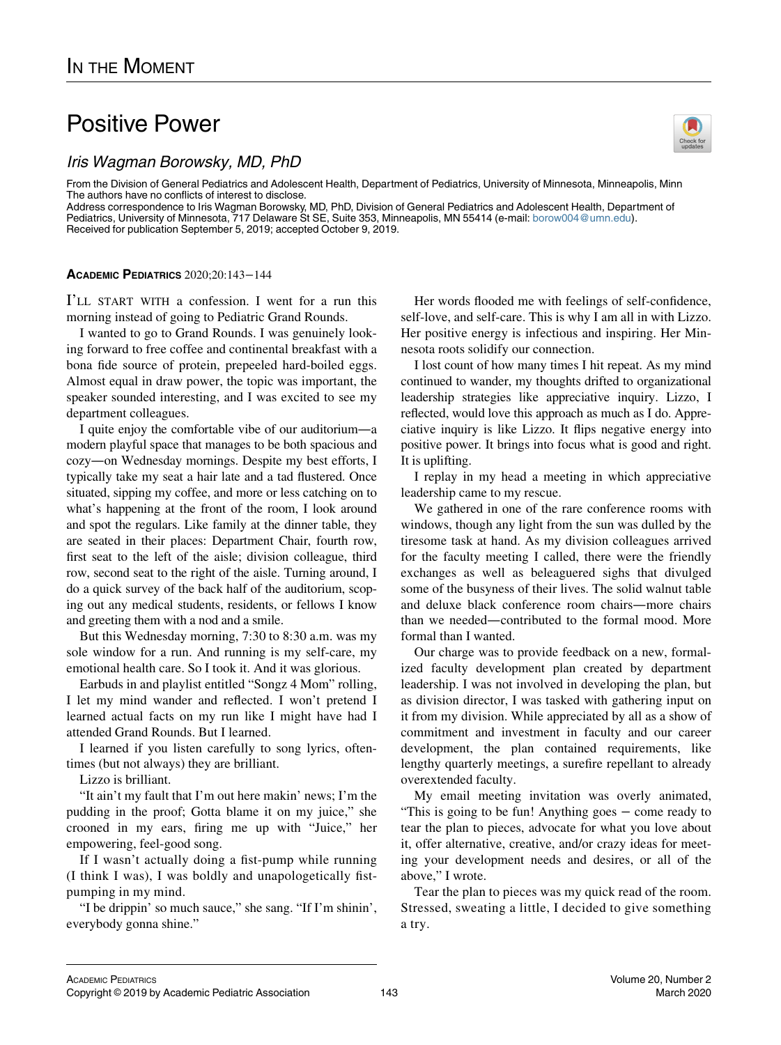# In the Moment

## Positive Power

*Iris Wagman Borowsky, MD, PhD*

From the Division of General Pediatrics and Adolescent Health, Department of Pediatrics, University of Minnesota, Minneapolis, Minn
The authors have no conflicts of interest to disclose.
Address correspondence to Iris Wagman Borowsky, MD, PhD, Division of General Pediatrics and Adolescent Health, Department of Pediatrics, University of Minnesota, 717 Delaware St SE, Suite 353, Minneapolis, MN 55414 (e-mail: borow004@umn.edu).
Received for publication September 5, 2019; accepted October 9, 2019.

**Academic Pediatrics** 2020;20:143−144

I'll start with a confession. I went for a run this morning instead of going to Pediatric Grand Rounds.

I wanted to go to Grand Rounds. I was genuinely looking forward to free coffee and continental breakfast with a bona fide source of protein, prepeeled hard-boiled eggs. Almost equal in draw power, the topic was important, the speaker sounded interesting, and I was excited to see my department colleagues.

I quite enjoy the comfortable vibe of our auditorium—a modern playful space that manages to be both spacious and cozy—on Wednesday mornings. Despite my best efforts, I typically take my seat a hair late and a tad flustered. Once situated, sipping my coffee, and more or less catching on to what's happening at the front of the room, I look around and spot the regulars. Like family at the dinner table, they are seated in their places: Department Chair, fourth row, first seat to the left of the aisle; division colleague, third row, second seat to the right of the aisle. Turning around, I do a quick survey of the back half of the auditorium, scoping out any medical students, residents, or fellows I know and greeting them with a nod and a smile.

But this Wednesday morning, 7:30 to 8:30 a.m. was my sole window for a run. And running is my self-care, my emotional health care. So I took it. And it was glorious.

Earbuds in and playlist entitled "Songz 4 Mom" rolling, I let my mind wander and reflected. I won't pretend I learned actual facts on my run like I might have had I attended Grand Rounds. But I learned.

I learned if you listen carefully to song lyrics, oftentimes (but not always) they are brilliant.

Lizzo is brilliant.

"It ain't my fault that I'm out here makin' news; I'm the pudding in the proof; Gotta blame it on my juice," she crooned in my ears, firing me up with "Juice," her empowering, feel-good song.

If I wasn't actually doing a fist-pump while running (I think I was), I was boldly and unapologetically fist-pumping in my mind.

"I be drippin' so much sauce," she sang. "If I'm shinin', everybody gonna shine."

Her words flooded me with feelings of self-confidence, self-love, and self-care. This is why I am all in with Lizzo. Her positive energy is infectious and inspiring. Her Minnesota roots solidify our connection.

I lost count of how many times I hit repeat. As my mind continued to wander, my thoughts drifted to organizational leadership strategies like appreciative inquiry. Lizzo, I reflected, would love this approach as much as I do. Appreciative inquiry is like Lizzo. It flips negative energy into positive power. It brings into focus what is good and right. It is uplifting.

I replay in my head a meeting in which appreciative leadership came to my rescue.

We gathered in one of the rare conference rooms with windows, though any light from the sun was dulled by the tiresome task at hand. As my division colleagues arrived for the faculty meeting I called, there were the friendly exchanges as well as beleaguered sighs that divulged some of the busyness of their lives. The solid walnut table and deluxe black conference room chairs—more chairs than we needed—contributed to the formal mood. More formal than I wanted.

Our charge was to provide feedback on a new, formalized faculty development plan created by department leadership. I was not involved in developing the plan, but as division director, I was tasked with gathering input on it from my division. While appreciated by all as a show of commitment and investment in faculty and our career development, the plan contained requirements, like lengthy quarterly meetings, a surefire repellant to already overextended faculty.

My email meeting invitation was overly animated, "This is going to be fun! Anything goes – come ready to tear the plan to pieces, advocate for what you love about it, offer alternative, creative, and/or crazy ideas for meeting your development needs and desires, or all of the above," I wrote.

Tear the plan to pieces was my quick read of the room. Stressed, sweating a little, I decided to give something a try.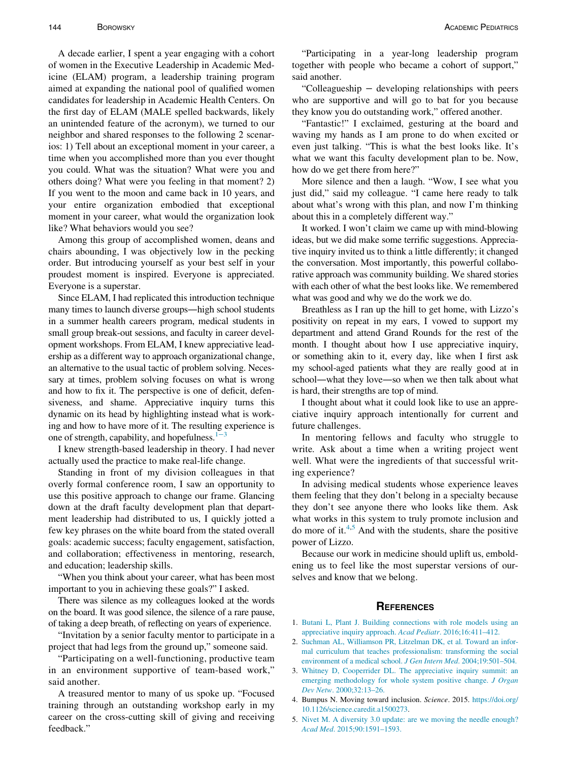A decade earlier, I spent a year engaging with a cohort of women in the Executive Leadership in Academic Medicine (ELAM) program, a leadership training program aimed at expanding the national pool of qualified women candidates for leadership in Academic Health Centers. On the first day of ELAM (MALE spelled backwards, likely an unintended feature of the acronym), we turned to our neighbor and shared responses to the following 2 scenarios: 1) Tell about an exceptional moment in your career, a time when you accomplished more than you ever thought you could. What was the situation? What were you and others doing? What were you feeling in that moment? 2) If you went to the moon and came back in 10 years, and your entire organization embodied that exceptional moment in your career, what would the organization look like? What behaviors would you see?

Among this group of accomplished women, deans and chairs abounding, I was objectively low in the pecking order. But introducing yourself as your best self in your proudest moment is inspired. Everyone is appreciated. Everyone is a superstar.

Since ELAM, I had replicated this introduction technique many times to launch diverse groups—high school students in a summer health careers program, medical students in small group break-out sessions, and faculty in career development workshops. From ELAM, I knew appreciative leadership as a different way to approach organizational change, an alternative to the usual tactic of problem solving. Necessary at times, problem solving focuses on what is wrong and how to fix it. The perspective is one of deficit, defensiveness, and shame. Appreciative inquiry turns this dynamic on its head by highlighting instead what is working and how to have more of it. The resulting experience is one of strength, capability, and hopefulness.[1–3]

I knew strength-based leadership in theory. I had never actually used the practice to make real-life change.

Standing in front of my division colleagues in that overly formal conference room, I saw an opportunity to use this positive approach to change our frame. Glancing down at the draft faculty development plan that department leadership had distributed to us, I quickly jotted a few key phrases on the white board from the stated overall goals: academic success; faculty engagement, satisfaction, and collaboration; effectiveness in mentoring, research, and education; leadership skills.

"When you think about your career, what has been most important to you in achieving these goals?" I asked.

There was silence as my colleagues looked at the words on the board. It was good silence, the silence of a rare pause, of taking a deep breath, of reflecting on years of experience.

"Invitation by a senior faculty mentor to participate in a project that had legs from the ground up," someone said.

"Participating on a well-functioning, productive team in an environment supportive of team-based work," said another.

A treasured mentor to many of us spoke up. "Focused training through an outstanding workshop early in my career on the cross-cutting skill of giving and receiving feedback."

"Participating in a year-long leadership program together with people who became a cohort of support," said another.

"Colleagueship – developing relationships with peers who are supportive and will go to bat for you because they know you do outstanding work," offered another.

"Fantastic!" I exclaimed, gesturing at the board and waving my hands as I am prone to do when excited or even just talking. "This is what the best looks like. It's what we want this faculty development plan to be. Now, how do we get there from here?"

More silence and then a laugh. "Wow, I see what you just did," said my colleague. "I came here ready to talk about what's wrong with this plan, and now I'm thinking about this in a completely different way."

It worked. I won't claim we came up with mind-blowing ideas, but we did make some terrific suggestions. Appreciative inquiry invited us to think a little differently; it changed the conversation. Most importantly, this powerful collaborative approach was community building. We shared stories with each other of what the best looks like. We remembered what was good and why we do the work we do.

Breathless as I ran up the hill to get home, with Lizzo's positivity on repeat in my ears, I vowed to support my department and attend Grand Rounds for the rest of the month. I thought about how I use appreciative inquiry, or something akin to it, every day, like when I first ask my school-aged patients what they are really good at in school—what they love—so when we then talk about what is hard, their strengths are top of mind.

I thought about what it could look like to use an appreciative inquiry approach intentionally for current and future challenges.

In mentoring fellows and faculty who struggle to write. Ask about a time when a writing project went well. What were the ingredients of that successful writing experience?

In advising medical students whose experience leaves them feeling that they don't belong in a specialty because they don't see anyone there who looks like them. Ask what works in this system to truly promote inclusion and do more of it.[4,5] And with the students, share the positive power of Lizzo.

Because our work in medicine should uplift us, emboldening us to feel like the most superstar versions of ourselves and know that we belong.

## References

1. Butani L, Plant J. Building connections with role models using an appreciative inquiry approach. *Acad Pediatr*. 2016;16:411–412.
2. Suchman AL, Williamson PR, Litzelman DK, et al. Toward an informal curriculum that teaches professionalism: transforming the social environment of a medical school. *J Gen Intern Med*. 2004;19:501–504.
3. Whitney D, Cooperrider DL. The appreciative inquiry summit: an emerging methodology for whole system positive change. *J Organ Dev Netw*. 2000;32:13–26.
4. Bumpus N. Moving toward inclusion. *Science*. 2015. https://doi.org/10.1126/science.caredit.a1500273.
5. Nivet M. A diversity 3.0 update: are we moving the needle enough? *Acad Med*. 2015;90:1591–1593.